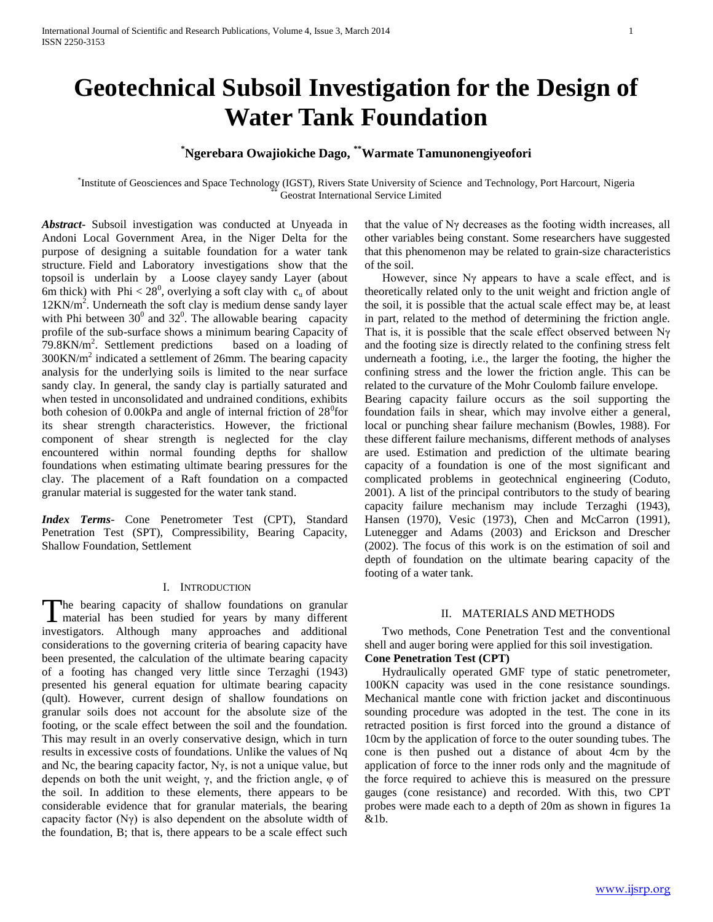# Geotechnical Subsoil Investigation for the Design of Water Tank Foundation

**[*]Ngerebara Owajiokiche Dago, [**]Warmate Tamunonengiyeofori**

[*]Institute of Geosciences and Space Technology (IGST), Rivers State University of Science and Technology, Port Harcourt, Nigeria
[**] Geostrat International Service Limited

***Abstract-*** Subsoil investigation was conducted at Unyeada in Andoni Local Government Area, in the Niger Delta for the purpose of designing a suitable foundation for a water tank structure. Field and Laboratory investigations show that the topsoil is underlain by a Loose clayey sandy Layer (about 6m thick) with Phi < $28^0$, overlying a soft clay with $c_u$ of about $12KN/m^2$. Underneath the soft clay is medium dense sandy layer with Phi between $30^0$ and $32^0$. The allowable bearing capacity profile of the sub-surface shows a minimum bearing Capacity of $79.8KN/m^2$. Settlement predictions based on a loading of $300KN/m^2$ indicated a settlement of 26mm. The bearing capacity analysis for the underlying soils is limited to the near surface sandy clay. In general, the sandy clay is partially saturated and when tested in unconsolidated and undrained conditions, exhibits both cohesion of 0.00kPa and angle of internal friction of $28^0$for its shear strength characteristics. However, the frictional component of shear strength is neglected for the clay encountered within normal founding depths for shallow foundations when estimating ultimate bearing pressures for the clay. The placement of a Raft foundation on a compacted granular material is suggested for the water tank stand.

***Index Terms*-** Cone Penetrometer Test (CPT), Standard Penetration Test (SPT), Compressibility, Bearing Capacity, Shallow Foundation, Settlement

## I. Introduction

The bearing capacity of shallow foundations on granular material has been studied for years by many different investigators. Although many approaches and additional considerations to the governing criteria of bearing capacity have been presented, the calculation of the ultimate bearing capacity of a footing has changed very little since Terzaghi (1943) presented his general equation for ultimate bearing capacity (qult). However, current design of shallow foundations on granular soils does not account for the absolute size of the footing, or the scale effect between the soil and the foundation. This may result in an overly conservative design, which in turn results in excessive costs of foundations. Unlike the values of Nq and Nc, the bearing capacity factor, Nγ, is not a unique value, but depends on both the unit weight, γ, and the friction angle, φ of the soil. In addition to these elements, there appears to be considerable evidence that for granular materials, the bearing capacity factor (Nγ) is also dependent on the absolute width of the foundation, B; that is, there appears to be a scale effect such that the value of Nγ decreases as the footing width increases, all other variables being constant. Some researchers have suggested that this phenomenon may be related to grain-size characteristics of the soil.

However, since Nγ appears to have a scale effect, and is theoretically related only to the unit weight and friction angle of the soil, it is possible that the actual scale effect may be, at least in part, related to the method of determining the friction angle. That is, it is possible that the scale effect observed between Nγ and the footing size is directly related to the confining stress felt underneath a footing, i.e., the larger the footing, the higher the confining stress and the lower the friction angle. This can be related to the curvature of the Mohr Coulomb failure envelope.

Bearing capacity failure occurs as the soil supporting the foundation fails in shear, which may involve either a general, local or punching shear failure mechanism (Bowles, 1988). For these different failure mechanisms, different methods of analyses are used. Estimation and prediction of the ultimate bearing capacity of a foundation is one of the most significant and complicated problems in geotechnical engineering (Coduto, 2001). A list of the principal contributors to the study of bearing capacity failure mechanism may include Terzaghi (1943), Hansen (1970), Vesic (1973), Chen and McCarron (1991), Lutenegger and Adams (2003) and Erickson and Drescher (2002). The focus of this work is on the estimation of soil and depth of foundation on the ultimate bearing capacity of the footing of a water tank.

## II. Materials and Methods

Two methods, Cone Penetration Test and the conventional shell and auger boring were applied for this soil investigation.

**Cone Penetration Test (CPT)**

Hydraulically operated GMF type of static penetrometer, 100KN capacity was used in the cone resistance soundings. Mechanical mantle cone with friction jacket and discontinuous sounding procedure was adopted in the test. The cone in its retracted position is first forced into the ground a distance of 10cm by the application of force to the outer sounding tubes. The cone is then pushed out a distance of about 4cm by the application of force to the inner rods only and the magnitude of the force required to achieve this is measured on the pressure gauges (cone resistance) and recorded. With this, two CPT probes were made each to a depth of 20m as shown in figures 1a &1b.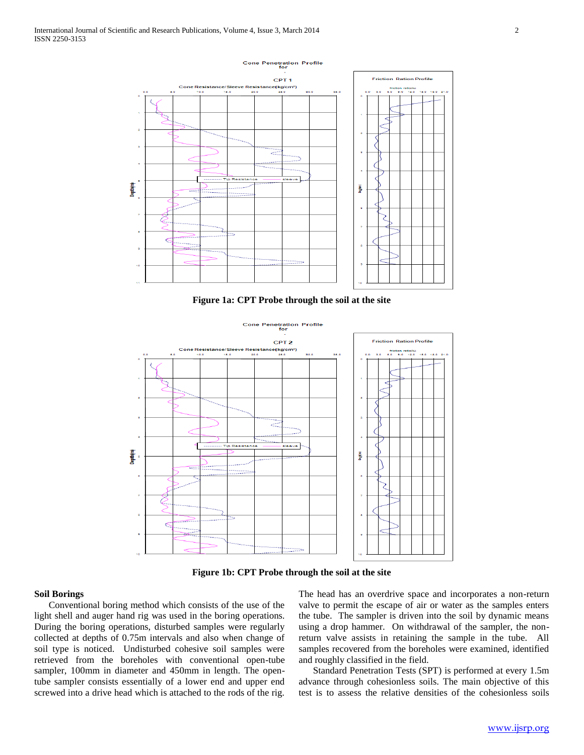Figure 1a: CPT Probe through the soil at the site

Figure 1b: CPT Probe through the soil at the site

## Soil Borings

Conventional boring method which consists of the use of the light shell and auger hand rig was used in the boring operations. During the boring operations, disturbed samples were regularly collected at depths of 0.75m intervals and also when change of soil type is noticed. Undisturbed cohesive soil samples were retrieved from the boreholes with conventional open-tube sampler, 100mm in diameter and 450mm in length. The open-tube sampler consists essentially of a lower end and upper end screwed into a drive head which is attached to the rods of the rig. The head has an overdrive space and incorporates a non-return valve to permit the escape of air or water as the samples enters the tube. The sampler is driven into the soil by dynamic means using a drop hammer. On withdrawal of the sampler, the non-return valve assists in retaining the sample in the tube. All samples recovered from the boreholes were examined, identified and roughly classified in the field.

Standard Penetration Tests (SPT) is performed at every 1.5m advance through cohesionless soils. The main objective of this test is to assess the relative densities of the cohesionless soils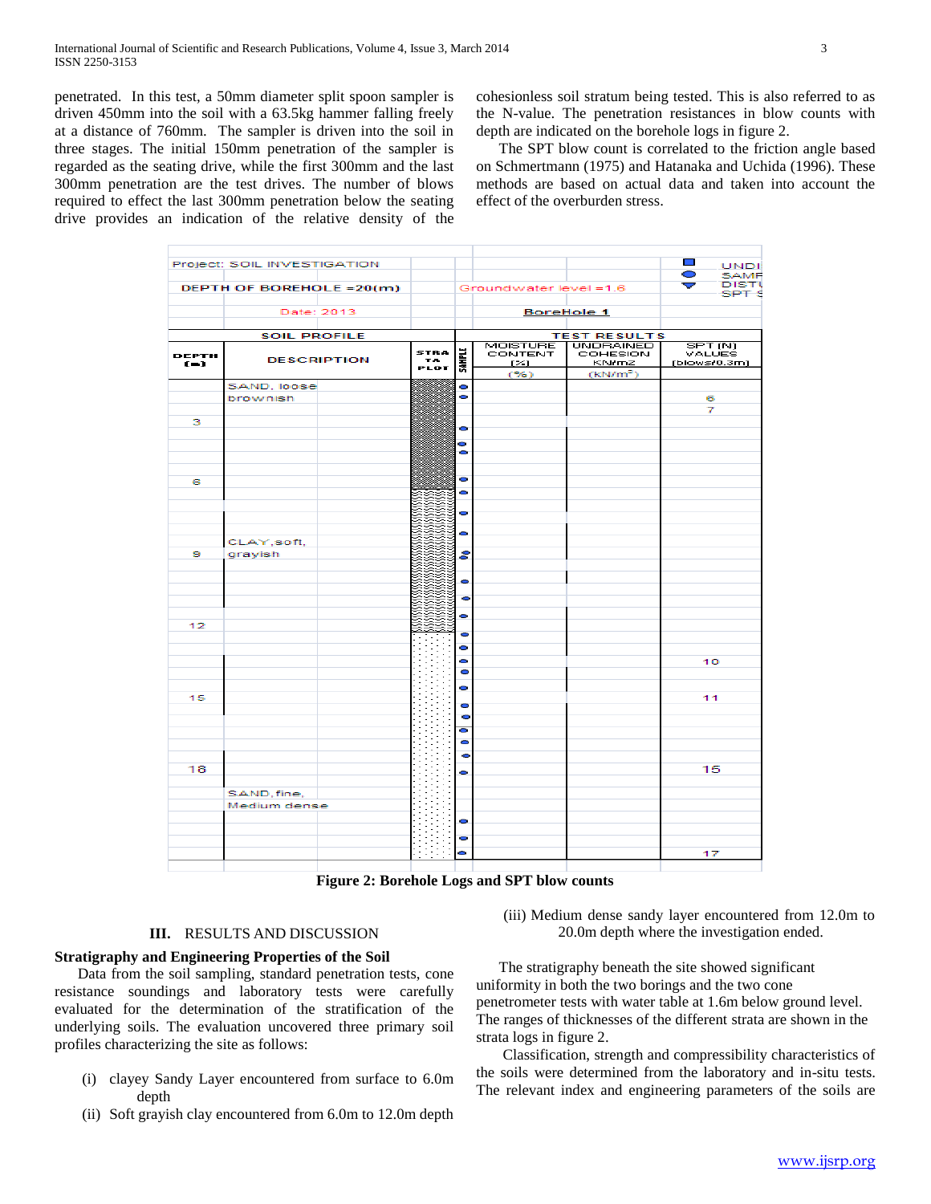penetrated. In this test, a 50mm diameter split spoon sampler is driven 450mm into the soil with a 63.5kg hammer falling freely at a distance of 760mm. The sampler is driven into the soil in three stages. The initial 150mm penetration of the sampler is regarded as the seating drive, while the first 300mm and the last 300mm penetration are the test drives. The number of blows required to effect the last 300mm penetration below the seating drive provides an indication of the relative density of the cohesionless soil stratum being tested. This is also referred to as the N-value. The penetration resistances in blow counts with depth are indicated on the borehole logs in figure 2.

The SPT blow count is correlated to the friction angle based on Schmertmann (1975) and Hatanaka and Uchida (1996). These methods are based on actual data and taken into account the effect of the overburden stress.

Project: SOIL INVESTIGATION

DEPTH OF BOREHOLE =20(m) — Groundwater level =1.6

Date: 2013 — BoreHole 1

| DEPTH (m) | DESCRIPTION | SPT (N) VALUES (blows/0.3m) |
|---|---|---|
| | SAND, loose brownish | 6 |
| | | 7 |
| 3 | | |
| 6 | | |
| | CLAY, soft, | |
| 9 | grayish | |
| 12 | | |
| | | 10 |
| 15 | | 11 |
| 18 | | 15 |
| | SAND, fine, Medium dense | |
| | | 17 |

**Figure 2: Borehole Logs and SPT blow counts**

## III. RESULTS AND DISCUSSION

### Stratigraphy and Engineering Properties of the Soil

Data from the soil sampling, standard penetration tests, cone resistance soundings and laboratory tests were carefully evaluated for the determination of the stratification of the underlying soils. The evaluation uncovered three primary soil profiles characterizing the site as follows:

(i) clayey Sandy Layer encountered from surface to 6.0m depth

(ii) Soft grayish clay encountered from 6.0m to 12.0m depth

(iii) Medium dense sandy layer encountered from 12.0m to 20.0m depth where the investigation ended.

The stratigraphy beneath the site showed significant uniformity in both the two borings and the two cone penetrometer tests with water table at 1.6m below ground level. The ranges of thicknesses of the different strata are shown in the strata logs in figure 2.

Classification, strength and compressibility characteristics of the soils were determined from the laboratory and in-situ tests. The relevant index and engineering parameters of the soils are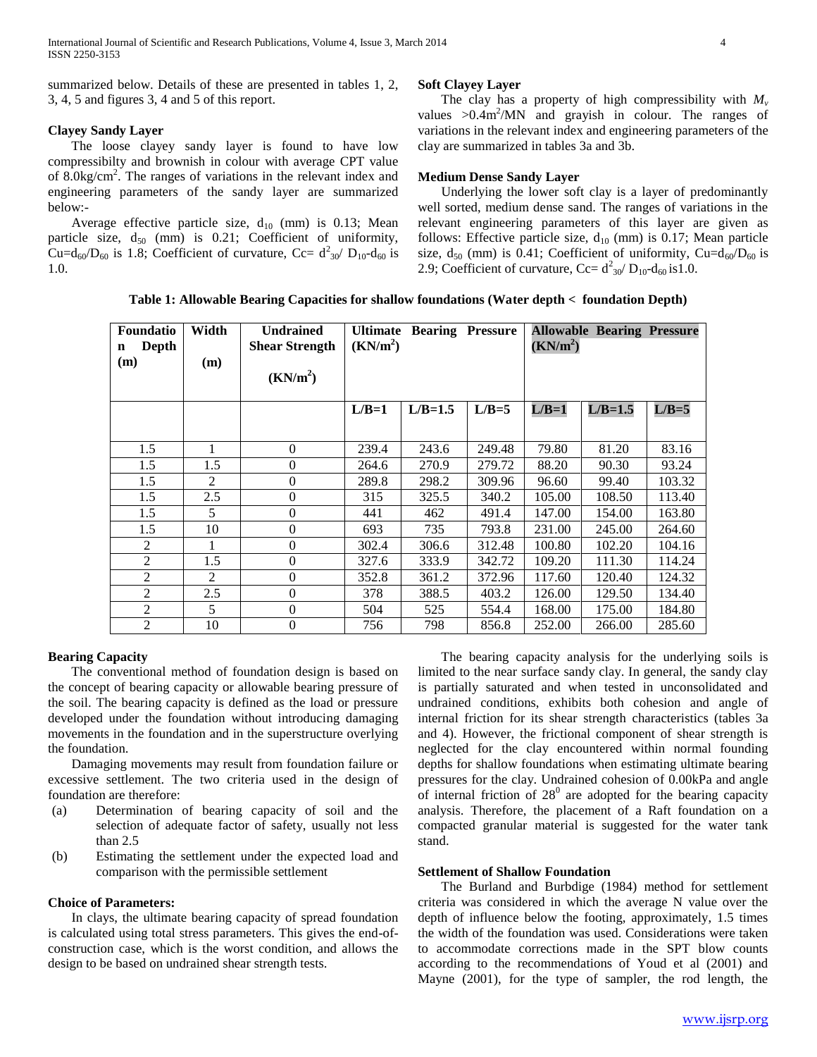summarized below. Details of these are presented in tables 1, 2, 3, 4, 5 and figures 3, 4 and 5 of this report.

### Clayey Sandy Layer

The loose clayey sandy layer is found to have low compressibilty and brownish in colour with average CPT value of 8.0kg/cm$^2$. The ranges of variations in the relevant index and engineering parameters of the sandy layer are summarized below:-

Average effective particle size, $d_{10}$ (mm) is 0.13; Mean particle size, $d_{50}$ (mm) is 0.21; Coefficient of uniformity, $Cu=d_{60}/D_{60}$ is 1.8; Coefficient of curvature, $Cc= d^2_{30}/ D_{10}\text{-}d_{60}$ is 1.0.

### Soft Clayey Layer

The clay has a property of high compressibility with $M_v$ values >0.4m$^2$/MN and grayish in colour. The ranges of variations in the relevant index and engineering parameters of the clay are summarized in tables 3a and 3b.

### Medium Dense Sandy Layer

Underlying the lower soft clay is a layer of predominantly well sorted, medium dense sand. The ranges of variations in the relevant engineering parameters of this layer are given as follows: Effective particle size, $d_{10}$ (mm) is 0.17; Mean particle size, $d_{50}$ (mm) is 0.41; Coefficient of uniformity, $Cu=d_{60}/D_{60}$ is 2.9; Coefficient of curvature, $Cc= d^2_{30}/ D_{10}\text{-}d_{60}$ is1.0.

**Table 1: Allowable Bearing Capacities for shallow foundations (Water depth < foundation Depth)**

| Foundation Depth (m) | Width (m) | Undrained Shear Strength (KN/m$^2$) | Ultimate Bearing Pressure (KN/m$^2$) | | | Allowable Bearing Pressure (KN/m$^2$) | | |
|---|---|---|---|---|---|---|---|---|
| | | | L/B=1 | L/B=1.5 | L/B=5 | L/B=1 | L/B=1.5 | L/B=5 |
| 1.5 | 1 | 0 | 239.4 | 243.6 | 249.48 | 79.80 | 81.20 | 83.16 |
| 1.5 | 1.5 | 0 | 264.6 | 270.9 | 279.72 | 88.20 | 90.30 | 93.24 |
| 1.5 | 2 | 0 | 289.8 | 298.2 | 309.96 | 96.60 | 99.40 | 103.32 |
| 1.5 | 2.5 | 0 | 315 | 325.5 | 340.2 | 105.00 | 108.50 | 113.40 |
| 1.5 | 5 | 0 | 441 | 462 | 491.4 | 147.00 | 154.00 | 163.80 |
| 1.5 | 10 | 0 | 693 | 735 | 793.8 | 231.00 | 245.00 | 264.60 |
| 2 | 1 | 0 | 302.4 | 306.6 | 312.48 | 100.80 | 102.20 | 104.16 |
| 2 | 1.5 | 0 | 327.6 | 333.9 | 342.72 | 109.20 | 111.30 | 114.24 |
| 2 | 2 | 0 | 352.8 | 361.2 | 372.96 | 117.60 | 120.40 | 124.32 |
| 2 | 2.5 | 0 | 378 | 388.5 | 403.2 | 126.00 | 129.50 | 134.40 |
| 2 | 5 | 0 | 504 | 525 | 554.4 | 168.00 | 175.00 | 184.80 |
| 2 | 10 | 0 | 756 | 798 | 856.8 | 252.00 | 266.00 | 285.60 |

### Bearing Capacity

The conventional method of foundation design is based on the concept of bearing capacity or allowable bearing pressure of the soil. The bearing capacity is defined as the load or pressure developed under the foundation without introducing damaging movements in the foundation and in the superstructure overlying the foundation.

Damaging movements may result from foundation failure or excessive settlement. The two criteria used in the design of foundation are therefore:

(a) Determination of bearing capacity of soil and the selection of adequate factor of safety, usually not less than 2.5

(b) Estimating the settlement under the expected load and comparison with the permissible settlement

### Choice of Parameters:

In clays, the ultimate bearing capacity of spread foundation is calculated using total stress parameters. This gives the end-of-construction case, which is the worst condition, and allows the design to be based on undrained shear strength tests.

The bearing capacity analysis for the underlying soils is limited to the near surface sandy clay. In general, the sandy clay is partially saturated and when tested in unconsolidated and undrained conditions, exhibits both cohesion and angle of internal friction for its shear strength characteristics (tables 3a and 4). However, the frictional component of shear strength is neglected for the clay encountered within normal founding depths for shallow foundations when estimating ultimate bearing pressures for the clay. Undrained cohesion of 0.00kPa and angle of internal friction of 28$^0$ are adopted for the bearing capacity analysis. Therefore, the placement of a Raft foundation on a compacted granular material is suggested for the water tank stand.

### Settlement of Shallow Foundation

The Burland and Burbdige (1984) method for settlement criteria was considered in which the average N value over the depth of influence below the footing, approximately, 1.5 times the width of the foundation was used. Considerations were taken to accommodate corrections made in the SPT blow counts according to the recommendations of Youd et al (2001) and Mayne (2001), for the type of sampler, the rod length, the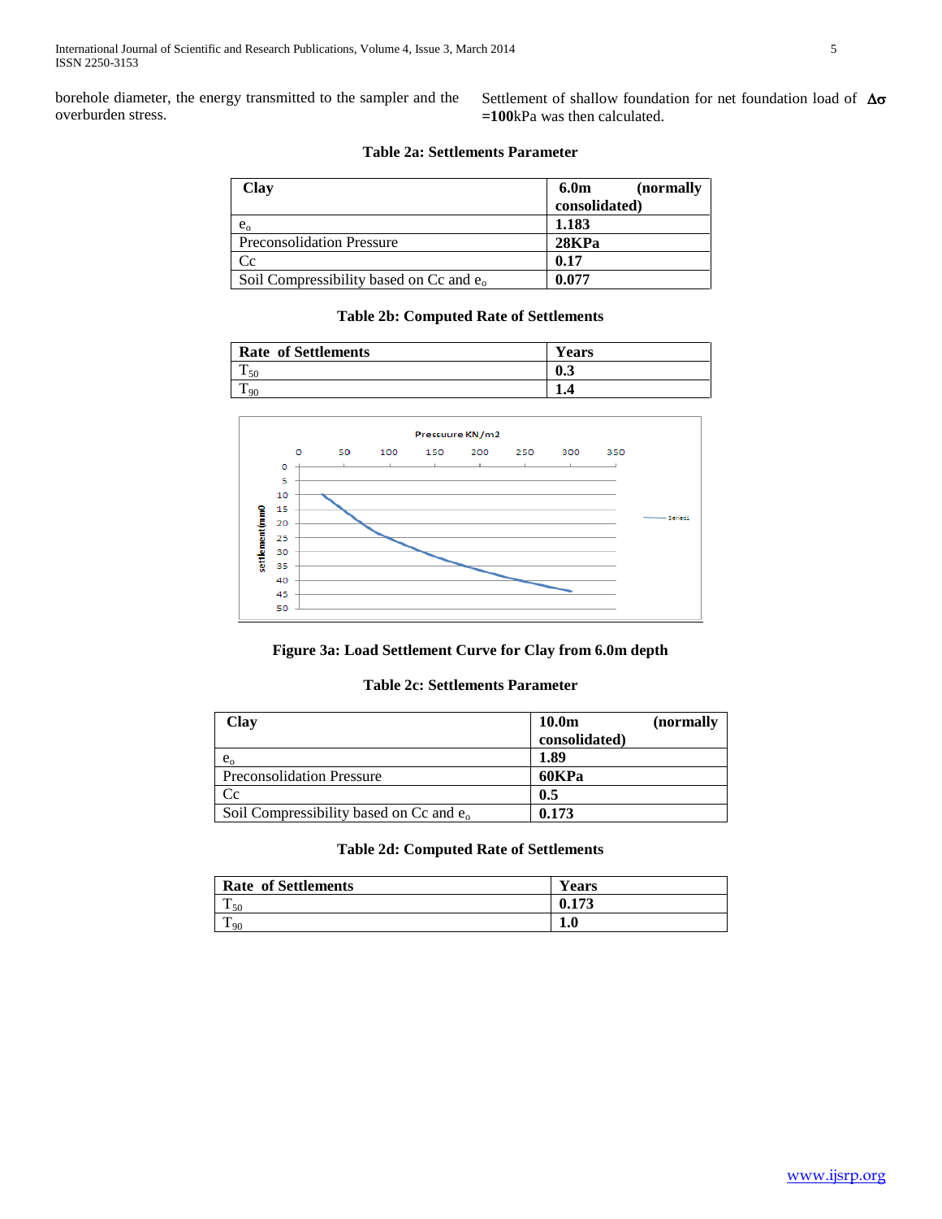borehole diameter, the energy transmitted to the sampler and the overburden stress.

Settlement of shallow foundation for net foundation load of $\Delta\sigma$ **=100**kPa was then calculated.

**Table 2a: Settlements Parameter**

| Clay | 6.0m (normally consolidated) |
|---|---|
| $e_o$ | **1.183** |
| Preconsolidation Pressure | **28KPa** |
| Cc | **0.17** |
| Soil Compressibility based on Cc and $e_o$ | **0.077** |

**Table 2b: Computed Rate of Settlements**

| Rate of Settlements | Years |
|---|---|
| $T_{50}$ | **0.3** |
| $T_{90}$ | **1.4** |

**Figure 3a: Load Settlement Curve for Clay from 6.0m depth**

**Table 2c: Settlements Parameter**

| Clay | 10.0m (normally consolidated) |
|---|---|
| $e_o$ | **1.89** |
| Preconsolidation Pressure | **60KPa** |
| Cc | **0.5** |
| Soil Compressibility based on Cc and $e_o$ | **0.173** |

**Table 2d: Computed Rate of Settlements**

| Rate of Settlements | Years |
|---|---|
| $T_{50}$ | **0.173** |
| $T_{90}$ | **1.0** |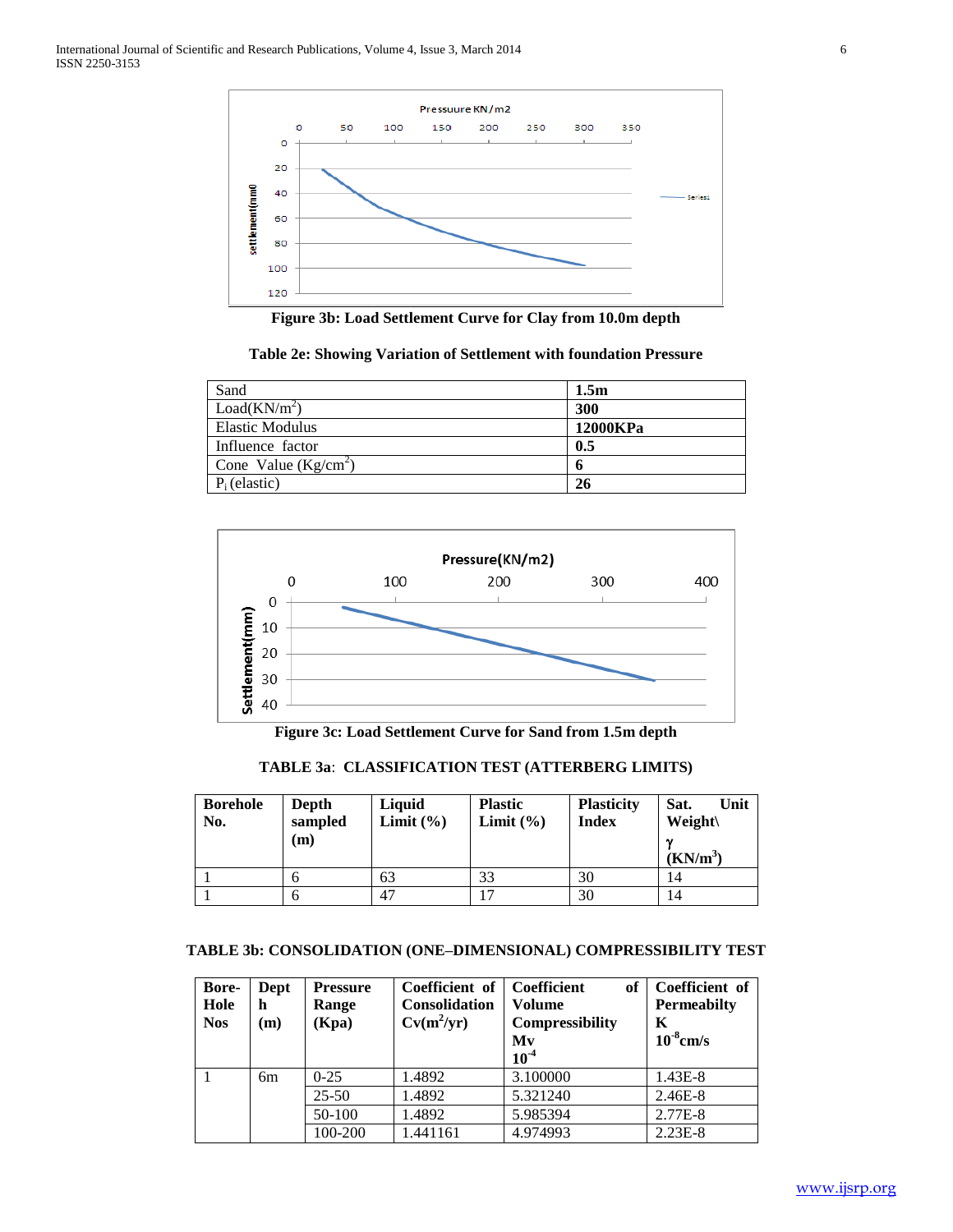**Figure 3b: Load Settlement Curve for Clay from 10.0m depth**

**Table 2e: Showing Variation of Settlement with foundation Pressure**

| Sand | **1.5m** |
|---|---|
| Load($KN/m^2$) | **300** |
| Elastic Modulus | **12000KPa** |
| Influence factor | **0.5** |
| Cone Value ($Kg/cm^2$) | **6** |
| $P_i$ (elastic) | **26** |

**Figure 3c: Load Settlement Curve for Sand from 1.5m depth**

**TABLE 3a**: **CLASSIFICATION TEST (ATTERBERG LIMITS)**

| **Borehole No.** | **Depth sampled (m)** | **Liquid Limit (%)** | **Plastic Limit (%)** | **Plasticity Index** | **Sat. Unit Weight\ γ ($KN/m^3$)** |
|---|---|---|---|---|---|
| 1 | 6 | 63 | 33 | 30 | 14 |
| 1 | 6 | 47 | 17 | 30 | 14 |

**TABLE 3b: CONSOLIDATION (ONE–DIMENSIONAL) COMPRESSIBILITY TEST**

| **Bore-Hole Nos** | **Depth (m)** | **Pressure Range (Kpa)** | **Coefficient of Consolidation Cv($m^2$/yr)** | **Coefficient of Volume Compressibility Mv $10^{-4}$** | **Coefficient of Permeabilty K $10^{-8}$cm/s** |
|---|---|---|---|---|---|
| 1 | 6m | 0-25 | 1.4892 | 3.100000 | 1.43E-8 |
| | | 25-50 | 1.4892 | 5.321240 | 2.46E-8 |
| | | 50-100 | 1.4892 | 5.985394 | 2.77E-8 |
| | | 100-200 | 1.441161 | 4.974993 | 2.23E-8 |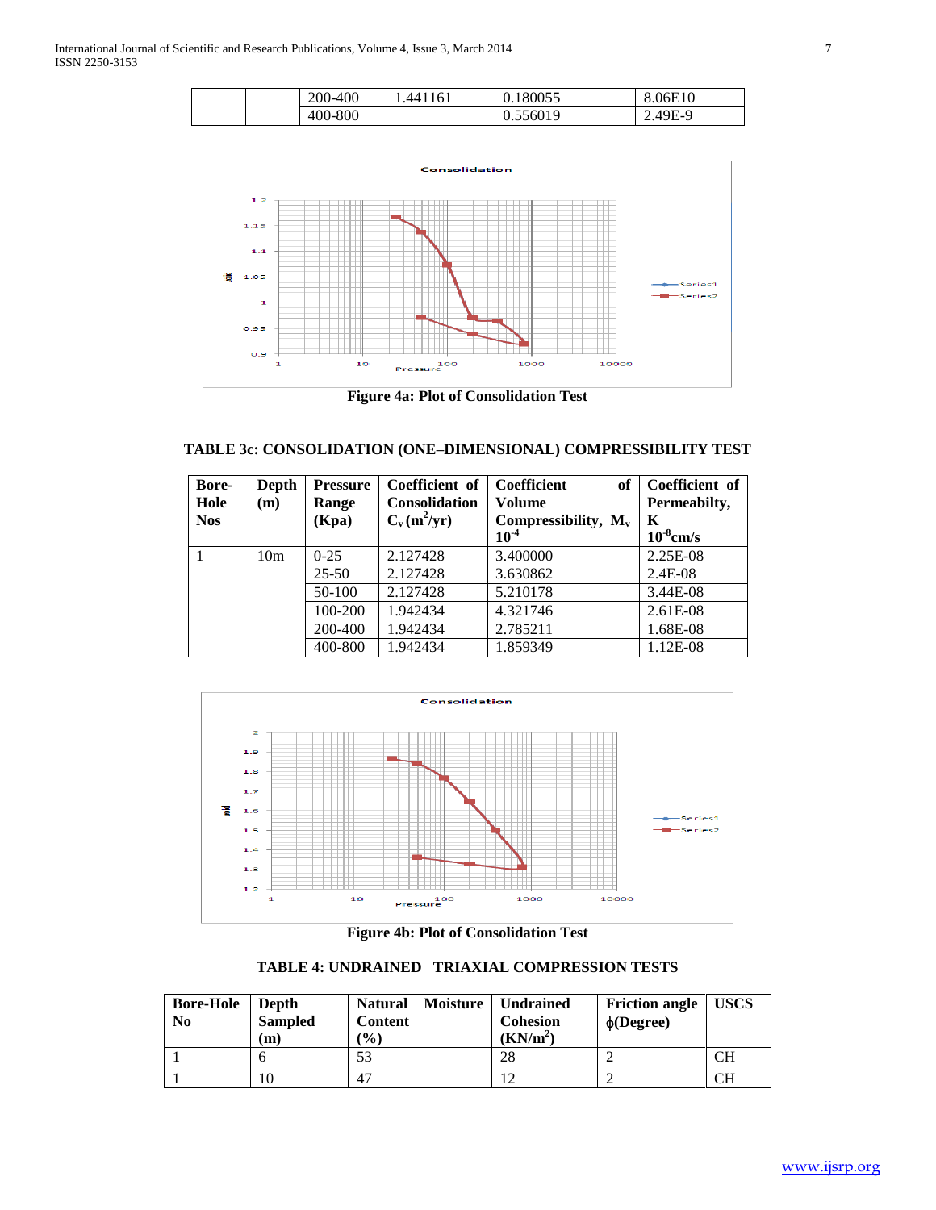| | | 200-400 | 1.441161 | 0.180055 | 8.06E10 |
|---|---|---|---|---|---|
| | | 400-800 | | 0.556019 | 2.49E-9 |

**Figure 4a: Plot of Consolidation Test**

**TABLE 3c: CONSOLIDATION (ONE–DIMENSIONAL) COMPRESSIBILITY TEST**

| Bore-Hole Nos | Depth (m) | Pressure Range (Kpa) | Coefficient of Consolidation $C_v$ ($m^2$/yr) | Coefficient of Volume Compressibility, $M_v$ $10^{-4}$ | Coefficient of Permeabilty, K $10^{-8}$cm/s |
|---|---|---|---|---|---|
| 1 | 10m | 0-25 | 2.127428 | 3.400000 | 2.25E-08 |
| | | 25-50 | 2.127428 | 3.630862 | 2.4E-08 |
| | | 50-100 | 2.127428 | 5.210178 | 3.44E-08 |
| | | 100-200 | 1.942434 | 4.321746 | 2.61E-08 |
| | | 200-400 | 1.942434 | 2.785211 | 1.68E-08 |
| | | 400-800 | 1.942434 | 1.859349 | 1.12E-08 |

**Figure 4b: Plot of Consolidation Test**

**TABLE 4: UNDRAINED TRIAXIAL COMPRESSION TESTS**

| Bore-Hole No | Depth Sampled (m) | Natural Moisture Content (%) | Undrained Cohesion (KN/$m^2$) | Friction angle $\phi$(Degree) | USCS |
|---|---|---|---|---|---|
| 1 | 6 | 53 | 28 | 2 | CH |
| 1 | 10 | 47 | 12 | 2 | CH |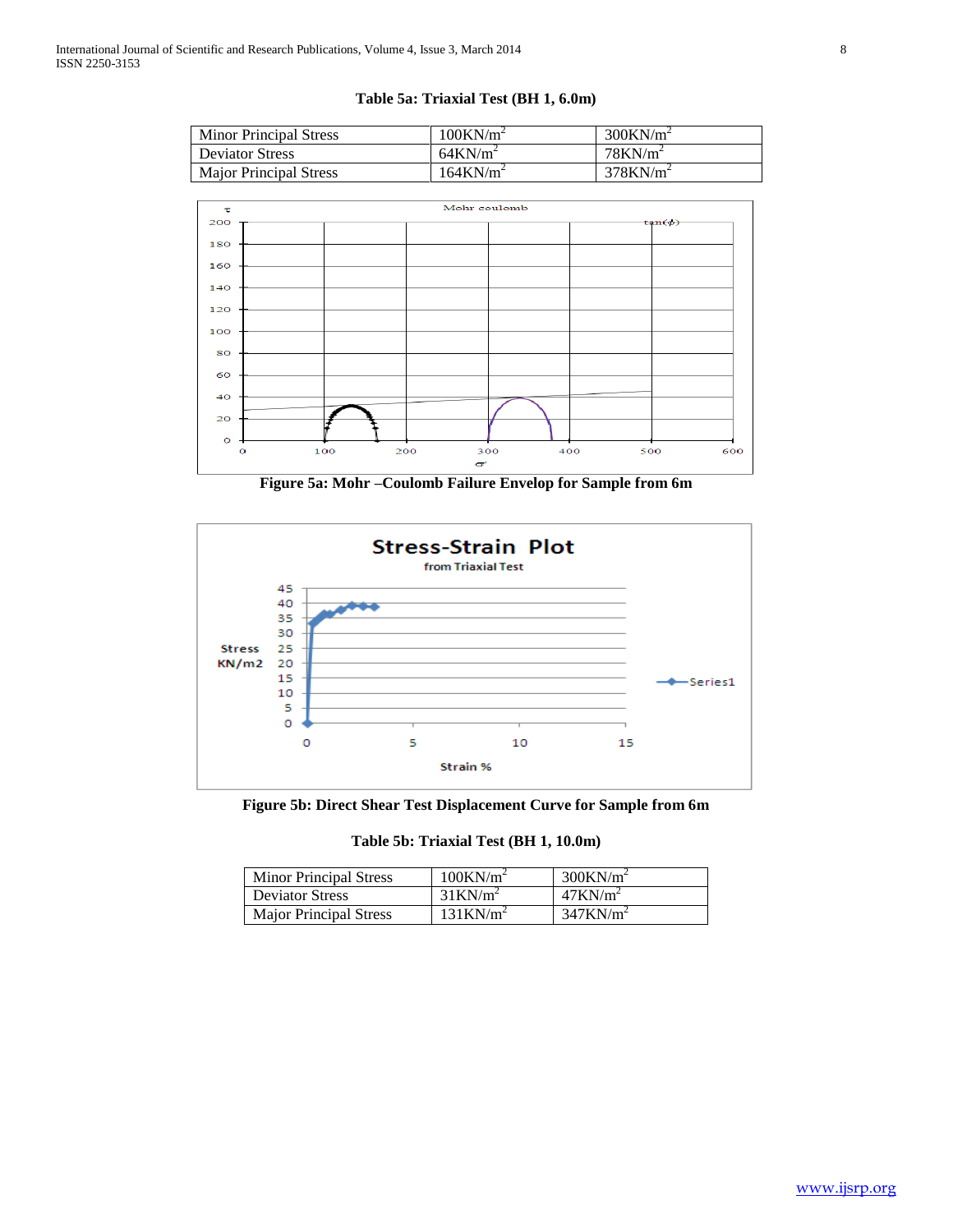**Table 5a: Triaxial Test (BH 1, 6.0m)**

| Minor Principal Stress | $100KN/m^2$ | $300KN/m^2$ |
|---|---|---|
| Deviator Stress | $64KN/m^2$ | $78KN/m^2$ |
| Major Principal Stress | $164KN/m^2$ | $378KN/m^2$ |

**Figure 5a: Mohr –Coulomb Failure Envelop for Sample from 6m**

**Figure 5b: Direct Shear Test Displacement Curve for Sample from 6m**

**Table 5b: Triaxial Test (BH 1, 10.0m)**

| Minor Principal Stress | $100KN/m^2$ | $300KN/m^2$ |
|---|---|---|
| Deviator Stress | $31KN/m^2$ | $47KN/m^2$ |
| Major Principal Stress | $131KN/m^2$ | $347KN/m^2$ |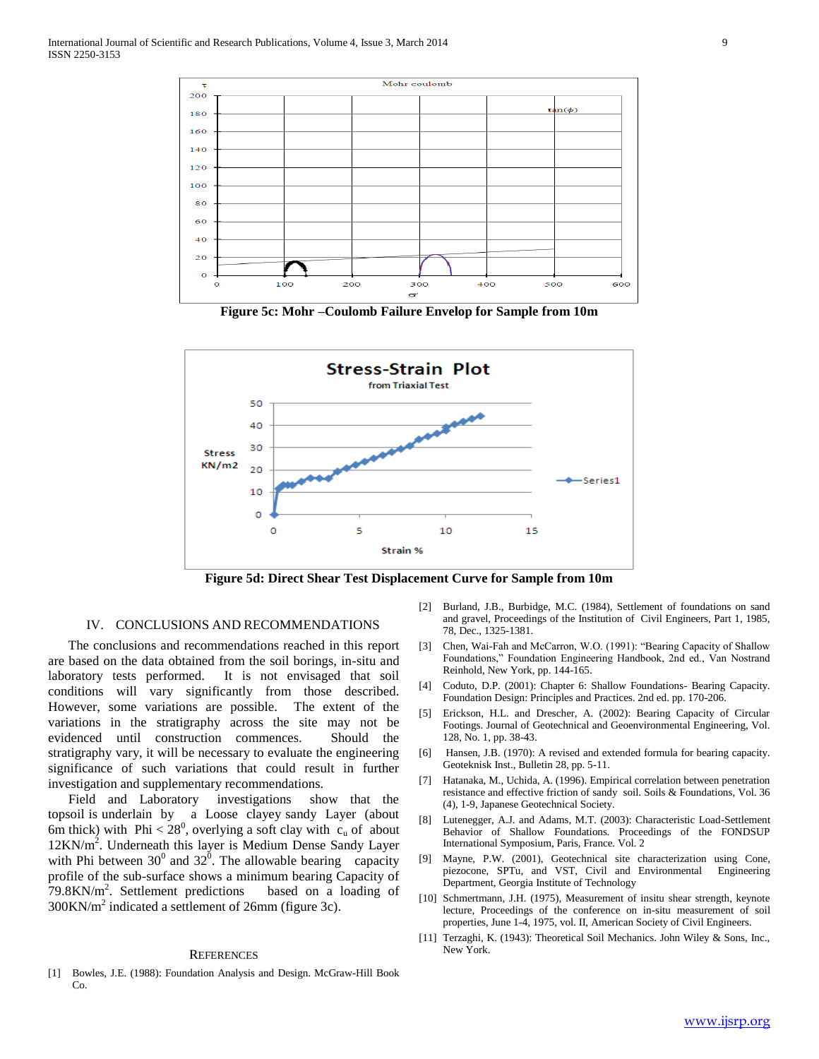Figure 5c: Mohr –Coulomb Failure Envelop for Sample from 10m

Figure 5d: Direct Shear Test Displacement Curve for Sample from 10m

## IV. CONCLUSIONS AND RECOMMENDATIONS

The conclusions and recommendations reached in this report are based on the data obtained from the soil borings, in-situ and laboratory tests performed. It is not envisaged that soil conditions will vary significantly from those described. However, some variations are possible. The extent of the variations in the stratigraphy across the site may not be evidenced until construction commences. Should the stratigraphy vary, it will be necessary to evaluate the engineering significance of such variations that could result in further investigation and supplementary recommendations.

Field and Laboratory investigations show that the topsoil is underlain by a Loose clayey sandy Layer (about 6m thick) with Phi < $28^0$, overlying a soft clay with $c_u$ of about 12KN/m$^2$. Underneath this layer is Medium Dense Sandy Layer with Phi between $30^0$ and $32^0$. The allowable bearing capacity profile of the sub-surface shows a minimum bearing Capacity of 79.8KN/m$^2$. Settlement predictions based on a loading of 300KN/m$^2$ indicated a settlement of 26mm (figure 3c).

## REFERENCES

[1] Bowles, J.E. (1988): Foundation Analysis and Design. McGraw-Hill Book Co.

[2] Burland, J.B., Burbidge, M.C. (1984), Settlement of foundations on sand and gravel, Proceedings of the Institution of Civil Engineers, Part 1, 1985, 78, Dec., 1325-1381.

[3] Chen, Wai-Fah and McCarron, W.O. (1991): "Bearing Capacity of Shallow Foundations," Foundation Engineering Handbook, 2nd ed., Van Nostrand Reinhold, New York, pp. 144-165.

[4] Coduto, D.P. (2001): Chapter 6: Shallow Foundations- Bearing Capacity. Foundation Design: Principles and Practices. 2nd ed. pp. 170-206.

[5] Erickson, H.L. and Drescher, A. (2002): Bearing Capacity of Circular Footings. Journal of Geotechnical and Geoenvironmental Engineering, Vol. 128, No. 1, pp. 38-43.

[6] Hansen, J.B. (1970): A revised and extended formula for bearing capacity. Geoteknisk Inst., Bulletin 28, pp. 5-11.

[7] Hatanaka, M., Uchida, A. (1996). Empirical correlation between penetration resistance and effective friction of sandy soil. Soils & Foundations, Vol. 36 (4), 1-9, Japanese Geotechnical Society.

[8] Lutenegger, A.J. and Adams, M.T. (2003): Characteristic Load-Settlement Behavior of Shallow Foundations. Proceedings of the FONDSUP International Symposium, Paris, France. Vol. 2

[9] Mayne, P.W. (2001), Geotechnical site characterization using Cone, piezocone, SPTu, and VST, Civil and Environmental Engineering Department, Georgia Institute of Technology

[10] Schmertmann, J.H. (1975), Measurement of insitu shear strength, keynote lecture, Proceedings of the conference on in-situ measurement of soil properties, June 1-4, 1975, vol. II, American Society of Civil Engineers.

[11] Terzaghi, K. (1943): Theoretical Soil Mechanics. John Wiley & Sons, Inc., New York.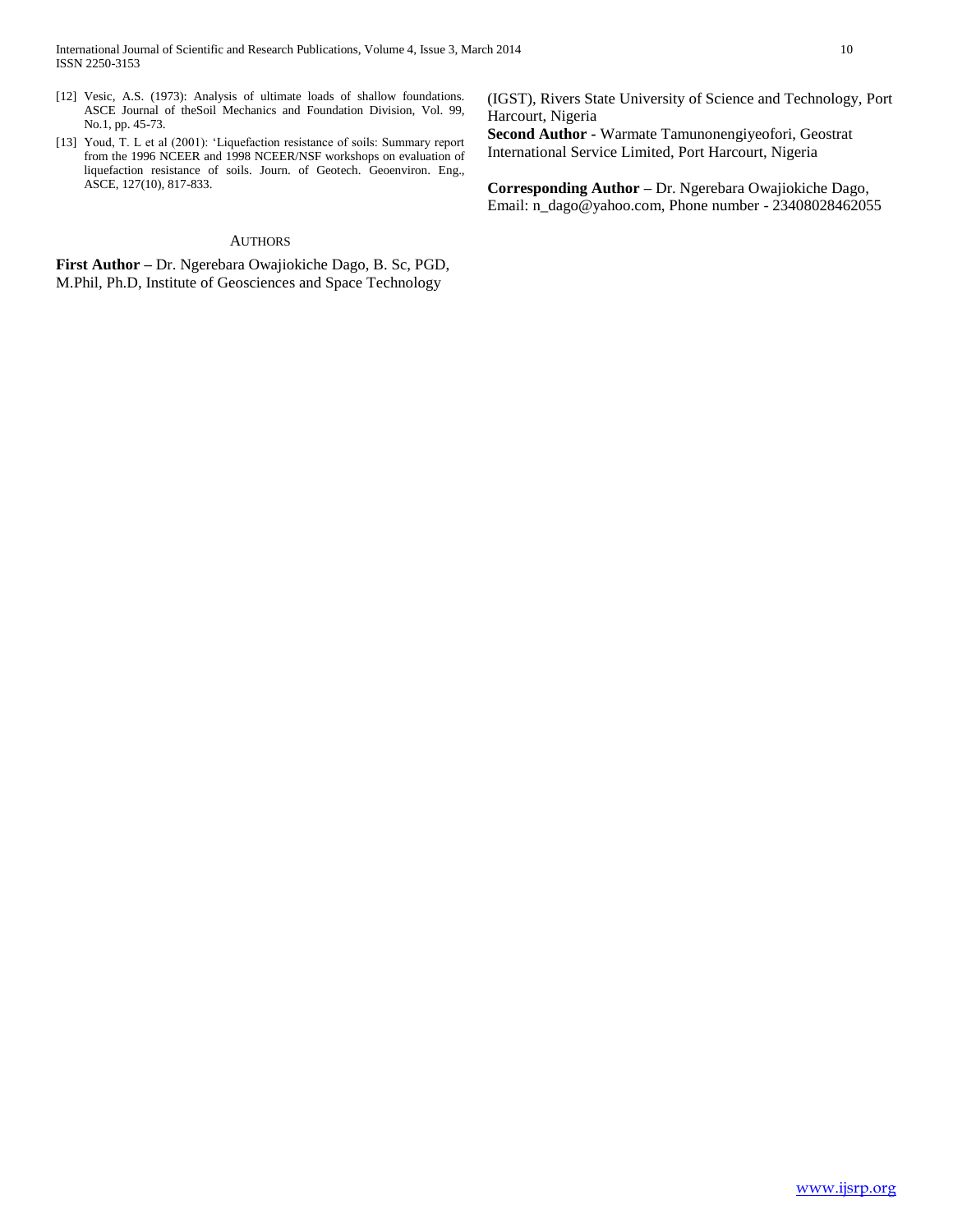[12] Vesic, A.S. (1973): Analysis of ultimate loads of shallow foundations. ASCE Journal of theSoil Mechanics and Foundation Division, Vol. 99, No.1, pp. 45-73.

[13] Youd, T. L et al (2001): 'Liquefaction resistance of soils: Summary report from the 1996 NCEER and 1998 NCEER/NSF workshops on evaluation of liquefaction resistance of soils. Journ. of Geotech. Geoenviron. Eng., ASCE, 127(10), 817-833.

## AUTHORS

**First Author –** Dr. Ngerebara Owajiokiche Dago, B. Sc, PGD, M.Phil, Ph.D, Institute of Geosciences and Space Technology (IGST), Rivers State University of Science and Technology, Port Harcourt, Nigeria

**Second Author -** Warmate Tamunonengiyeofori, Geostrat International Service Limited, Port Harcourt, Nigeria

**Corresponding Author –** Dr. Ngerebara Owajiokiche Dago, Email: n_dago@yahoo.com, Phone number - 23408028462055